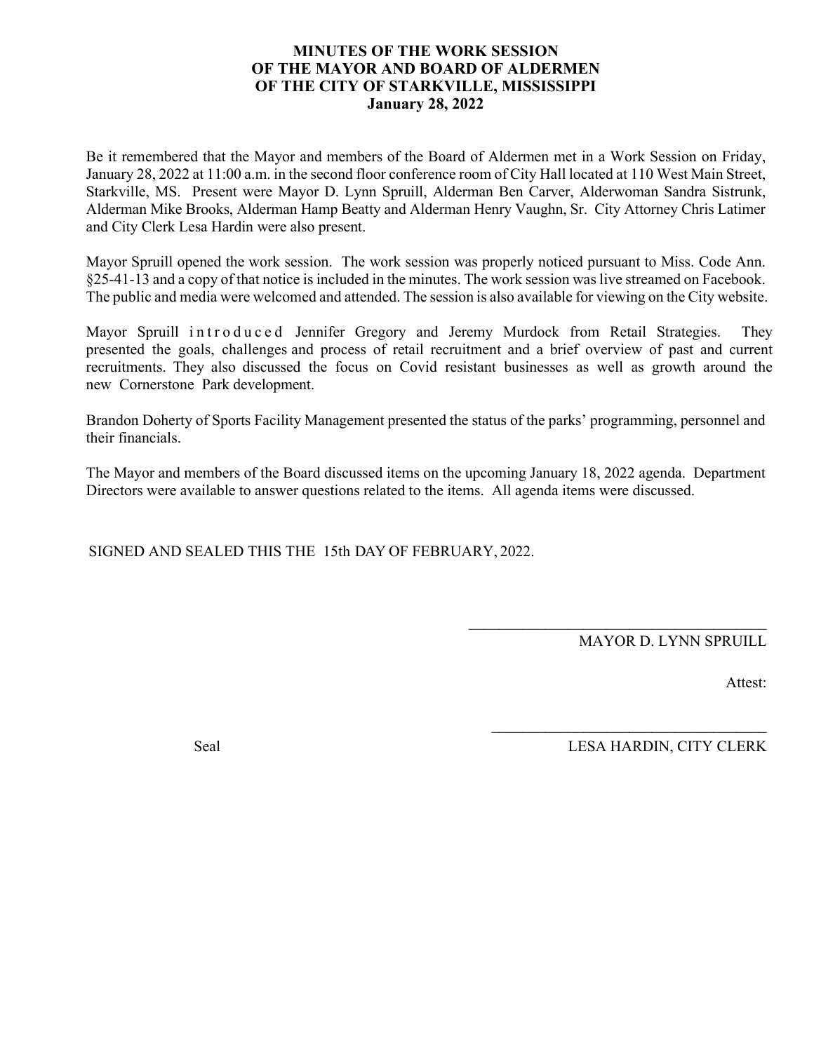# MINUTES OF THE WORK SESSION OF THE MAYOR AND BOARD OF ALDERMEN OF THE CITY OF STARKVILLE, MISSISSIPPI

**January 28, 2022**

Be it remembered that the Mayor and members of the Board of Aldermen met in a Work Session on Friday, January 28, 2022 at 11:00 a.m. in the second floor conference room of City Hall located at 110 West Main Street, Starkville, MS. Present were Mayor D. Lynn Spruill, Alderman Ben Carver, Alderwoman Sandra Sistrunk, Alderman Mike Brooks, Alderman Hamp Beatty and Alderman Henry Vaughn, Sr. City Attorney Chris Latimer and City Clerk Lesa Hardin were also present.

Mayor Spruill opened the work session. The work session was properly noticed pursuant to Miss. Code Ann. §25-41-13 and a copy of that notice is included in the minutes. The work session was live streamed on Facebook. The public and media were welcomed and attended. The session is also available for viewing on the City website.

Mayor Spruill introduced Jennifer Gregory and Jeremy Murdock from Retail Strategies. They presented the goals, challenges and process of retail recruitment and a brief overview of past and current recruitments. They also discussed the focus on Covid resistant businesses as well as growth around the new Cornerstone Park development.

Brandon Doherty of Sports Facility Management presented the status of the parks' programming, personnel and their financials.

The Mayor and members of the Board discussed items on the upcoming January 18, 2022 agenda. Department Directors were available to answer questions related to the items. All agenda items were discussed.

SIGNED AND SEALED THIS THE 15th DAY OF FEBRUARY, 2022.

\_\_\_\_\_\_\_\_\_\_\_\_\_\_\_\_\_\_\_\_\_\_\_\_\_\_\_\_\_\_\_\_\_\_\_\_\_\_\_\_

MAYOR D. LYNN SPRUILL

Attest:

\_\_\_\_\_\_\_\_\_\_\_\_\_\_\_\_\_\_\_\_\_\_\_\_\_\_\_\_\_\_\_\_\_\_\_\_\_\_\_\_

Seal

LESA HARDIN, CITY CLERK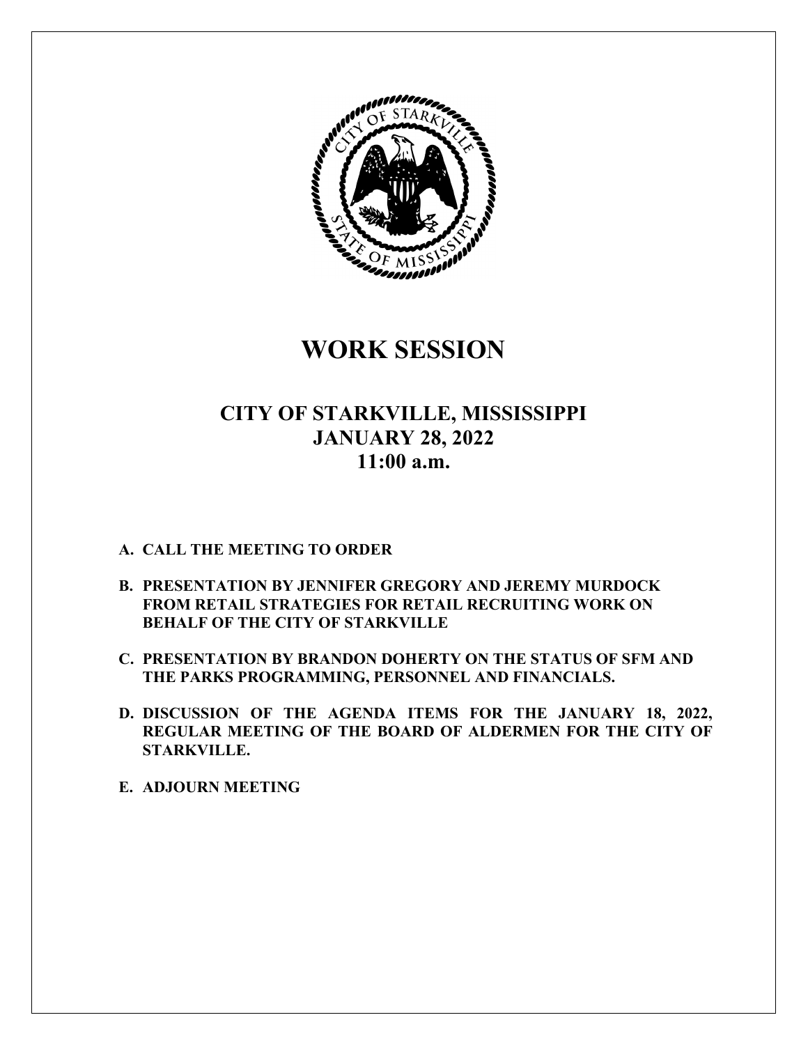# WORK SESSION

## CITY OF STARKVILLE, MISSISSIPPI
## JANUARY 28, 2022
## 11:00 a.m.

**A. CALL THE MEETING TO ORDER**

**B. PRESENTATION BY JENNIFER GREGORY AND JEREMY MURDOCK FROM RETAIL STRATEGIES FOR RETAIL RECRUITING WORK ON BEHALF OF THE CITY OF STARKVILLE**

**C. PRESENTATION BY BRANDON DOHERTY ON THE STATUS OF SFM AND THE PARKS PROGRAMMING, PERSONNEL AND FINANCIALS.**

**D. DISCUSSION OF THE AGENDA ITEMS FOR THE JANUARY 18, 2022, REGULAR MEETING OF THE BOARD OF ALDERMEN FOR THE CITY OF STARKVILLE.**

**E. ADJOURN MEETING**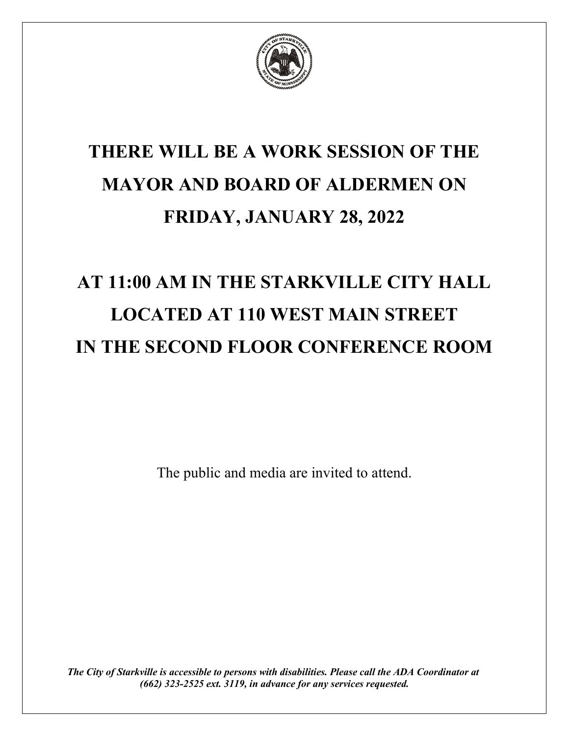# THERE WILL BE A WORK SESSION OF THE MAYOR AND BOARD OF ALDERMEN ON FRIDAY, JANUARY 28, 2022

# AT 11:00 AM IN THE STARKVILLE CITY HALL LOCATED AT 110 WEST MAIN STREET IN THE SECOND FLOOR CONFERENCE ROOM

The public and media are invited to attend.

***The City of Starkville is accessible to persons with disabilities. Please call the ADA Coordinator at (662) 323-2525 ext. 3119, in advance for any services requested.***